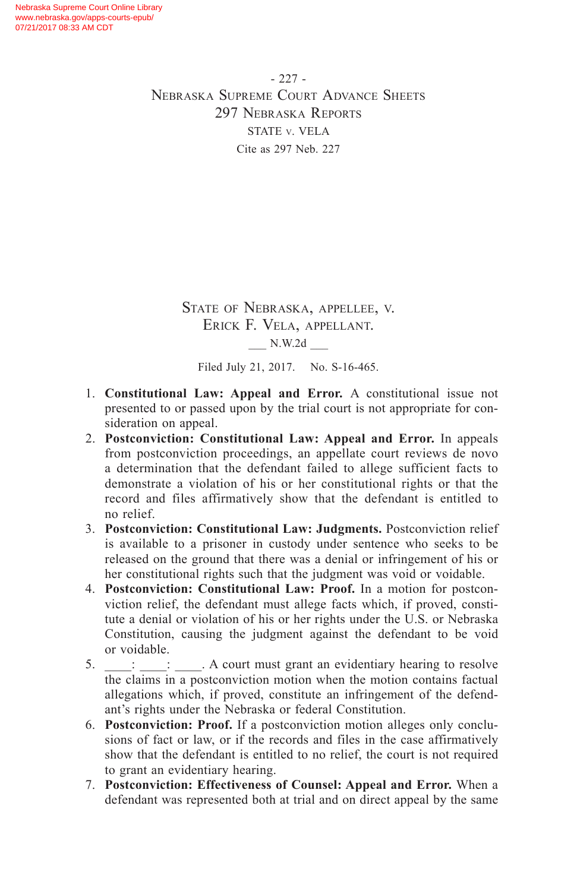# State of Nebraska, appellee, v. Erick F. Vela, appellant.

___ N.W.2d ___

Filed July 21, 2017. No. S-16-465.

1. **Constitutional Law: Appeal and Error.** A constitutional issue not presented to or passed upon by the trial court is not appropriate for consideration on appeal.
2. **Postconviction: Constitutional Law: Appeal and Error.** In appeals from postconviction proceedings, an appellate court reviews de novo a determination that the defendant failed to allege sufficient facts to demonstrate a violation of his or her constitutional rights or that the record and files affirmatively show that the defendant is entitled to no relief.
3. **Postconviction: Constitutional Law: Judgments.** Postconviction relief is available to a prisoner in custody under sentence who seeks to be released on the ground that there was a denial or infringement of his or her constitutional rights such that the judgment was void or voidable.
4. **Postconviction: Constitutional Law: Proof.** In a motion for postconviction relief, the defendant must allege facts which, if proved, constitute a denial or violation of his or her rights under the U.S. or Nebraska Constitution, causing the judgment against the defendant to be void or voidable.
5. ____: ____: ____. A court must grant an evidentiary hearing to resolve the claims in a postconviction motion when the motion contains factual allegations which, if proved, constitute an infringement of the defendant's rights under the Nebraska or federal Constitution.
6. **Postconviction: Proof.** If a postconviction motion alleges only conclusions of fact or law, or if the records and files in the case affirmatively show that the defendant is entitled to no relief, the court is not required to grant an evidentiary hearing.
7. **Postconviction: Effectiveness of Counsel: Appeal and Error.** When a defendant was represented both at trial and on direct appeal by the same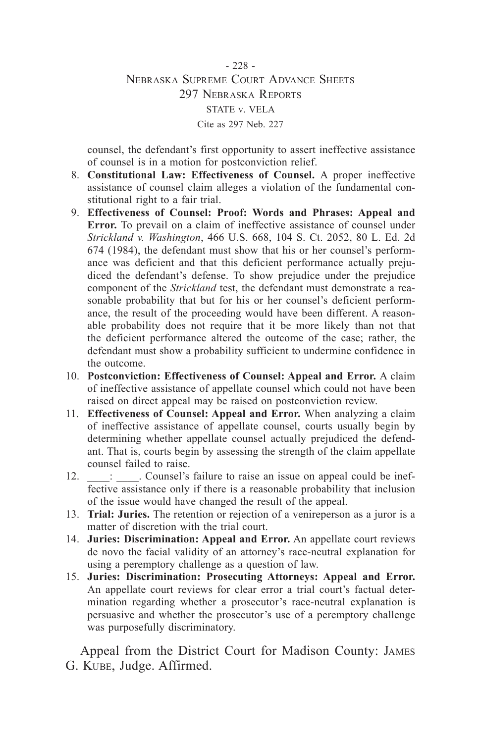counsel, the defendant's first opportunity to assert ineffective assistance of counsel is in a motion for postconviction relief.

8. **Constitutional Law: Effectiveness of Counsel.** A proper ineffective assistance of counsel claim alleges a violation of the fundamental constitutional right to a fair trial.
9. **Effectiveness of Counsel: Proof: Words and Phrases: Appeal and Error.** To prevail on a claim of ineffective assistance of counsel under *Strickland v. Washington*, 466 U.S. 668, 104 S. Ct. 2052, 80 L. Ed. 2d 674 (1984), the defendant must show that his or her counsel's performance was deficient and that this deficient performance actually prejudiced the defendant's defense. To show prejudice under the prejudice component of the *Strickland* test, the defendant must demonstrate a reasonable probability that but for his or her counsel's deficient performance, the result of the proceeding would have been different. A reasonable probability does not require that it be more likely than not that the deficient performance altered the outcome of the case; rather, the defendant must show a probability sufficient to undermine confidence in the outcome.
10. **Postconviction: Effectiveness of Counsel: Appeal and Error.** A claim of ineffective assistance of appellate counsel which could not have been raised on direct appeal may be raised on postconviction review.
11. **Effectiveness of Counsel: Appeal and Error.** When analyzing a claim of ineffective assistance of appellate counsel, courts usually begin by determining whether appellate counsel actually prejudiced the defendant. That is, courts begin by assessing the strength of the claim appellate counsel failed to raise.
12. \_\_\_\_: \_\_\_\_. Counsel's failure to raise an issue on appeal could be ineffective assistance only if there is a reasonable probability that inclusion of the issue would have changed the result of the appeal.
13. **Trial: Juries.** The retention or rejection of a venireperson as a juror is a matter of discretion with the trial court.
14. **Juries: Discrimination: Appeal and Error.** An appellate court reviews de novo the facial validity of an attorney's race-neutral explanation for using a peremptory challenge as a question of law.
15. **Juries: Discrimination: Prosecuting Attorneys: Appeal and Error.** An appellate court reviews for clear error a trial court's factual determination regarding whether a prosecutor's race-neutral explanation is persuasive and whether the prosecutor's use of a peremptory challenge was purposefully discriminatory.

Appeal from the District Court for Madison County: James G. Kube, Judge. Affirmed.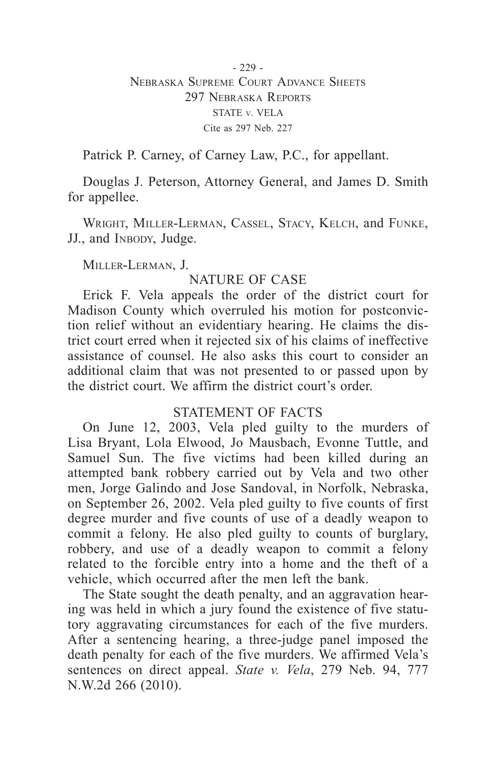Patrick P. Carney, of Carney Law, P.C., for appellant.

Douglas J. Peterson, Attorney General, and James D. Smith for appellee.

Wright, Miller-Lerman, Cassel, Stacy, Kelch, and Funke, JJ., and Inbody, Judge.

Miller-Lerman, J.

## NATURE OF CASE

Erick F. Vela appeals the order of the district court for Madison County which overruled his motion for postconviction relief without an evidentiary hearing. He claims the district court erred when it rejected six of his claims of ineffective assistance of counsel. He also asks this court to consider an additional claim that was not presented to or passed upon by the district court. We affirm the district court's order.

## STATEMENT OF FACTS

On June 12, 2003, Vela pled guilty to the murders of Lisa Bryant, Lola Elwood, Jo Mausbach, Evonne Tuttle, and Samuel Sun. The five victims had been killed during an attempted bank robbery carried out by Vela and two other men, Jorge Galindo and Jose Sandoval, in Norfolk, Nebraska, on September 26, 2002. Vela pled guilty to five counts of first degree murder and five counts of use of a deadly weapon to commit a felony. He also pled guilty to counts of burglary, robbery, and use of a deadly weapon to commit a felony related to the forcible entry into a home and the theft of a vehicle, which occurred after the men left the bank.

The State sought the death penalty, and an aggravation hearing was held in which a jury found the existence of five statutory aggravating circumstances for each of the five murders. After a sentencing hearing, a three-judge panel imposed the death penalty for each of the five murders. We affirmed Vela's sentences on direct appeal. *State v. Vela*, 279 Neb. 94, 777 N.W.2d 266 (2010).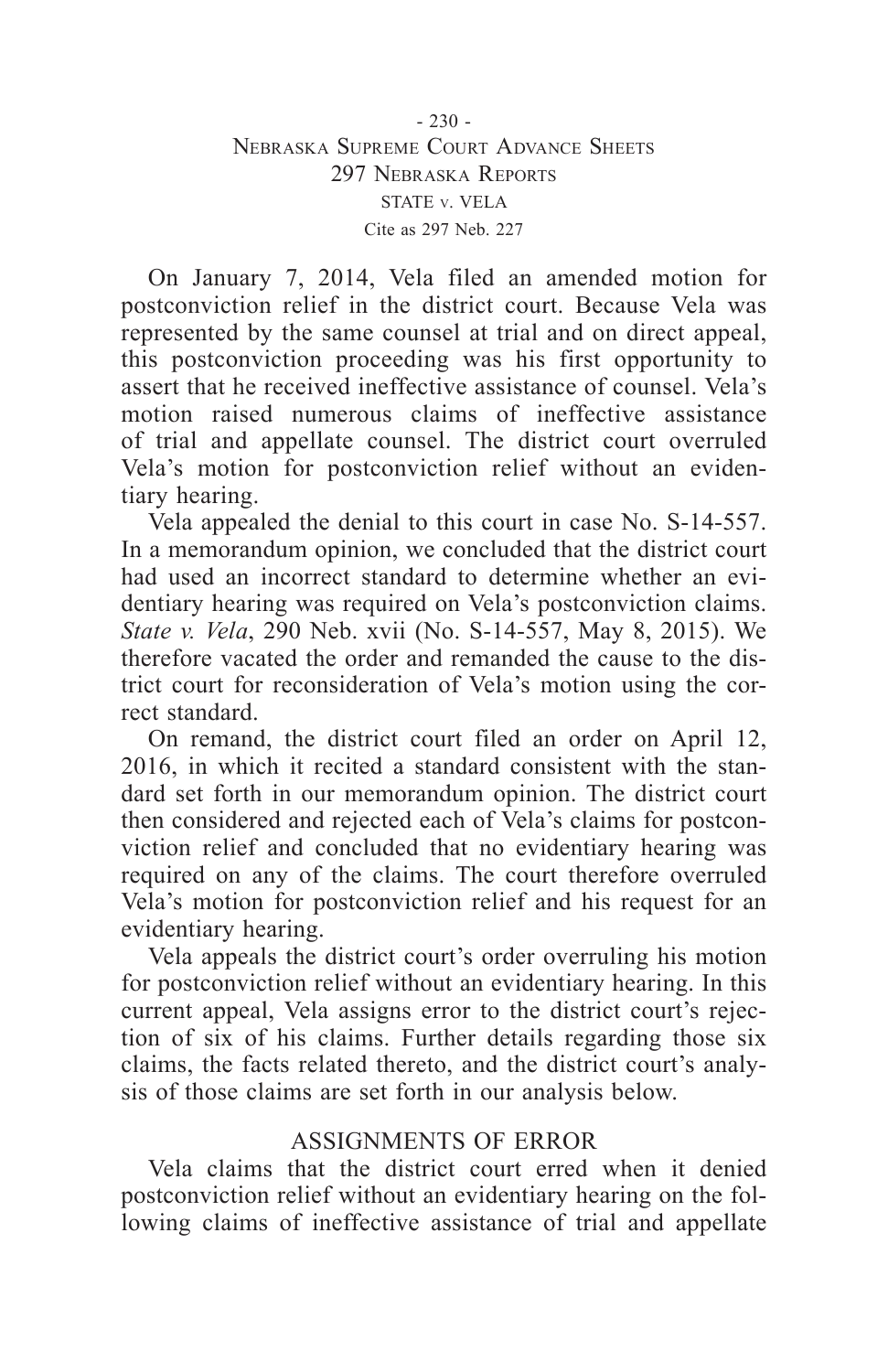On January 7, 2014, Vela filed an amended motion for postconviction relief in the district court. Because Vela was represented by the same counsel at trial and on direct appeal, this postconviction proceeding was his first opportunity to assert that he received ineffective assistance of counsel. Vela's motion raised numerous claims of ineffective assistance of trial and appellate counsel. The district court overruled Vela's motion for postconviction relief without an evidentiary hearing.

Vela appealed the denial to this court in case No. S-14-557. In a memorandum opinion, we concluded that the district court had used an incorrect standard to determine whether an evidentiary hearing was required on Vela's postconviction claims. *State v. Vela*, 290 Neb. xvii (No. S-14-557, May 8, 2015). We therefore vacated the order and remanded the cause to the district court for reconsideration of Vela's motion using the correct standard.

On remand, the district court filed an order on April 12, 2016, in which it recited a standard consistent with the standard set forth in our memorandum opinion. The district court then considered and rejected each of Vela's claims for postconviction relief and concluded that no evidentiary hearing was required on any of the claims. The court therefore overruled Vela's motion for postconviction relief and his request for an evidentiary hearing.

Vela appeals the district court's order overruling his motion for postconviction relief without an evidentiary hearing. In this current appeal, Vela assigns error to the district court's rejection of six of his claims. Further details regarding those six claims, the facts related thereto, and the district court's analysis of those claims are set forth in our analysis below.

## ASSIGNMENTS OF ERROR

Vela claims that the district court erred when it denied postconviction relief without an evidentiary hearing on the following claims of ineffective assistance of trial and appellate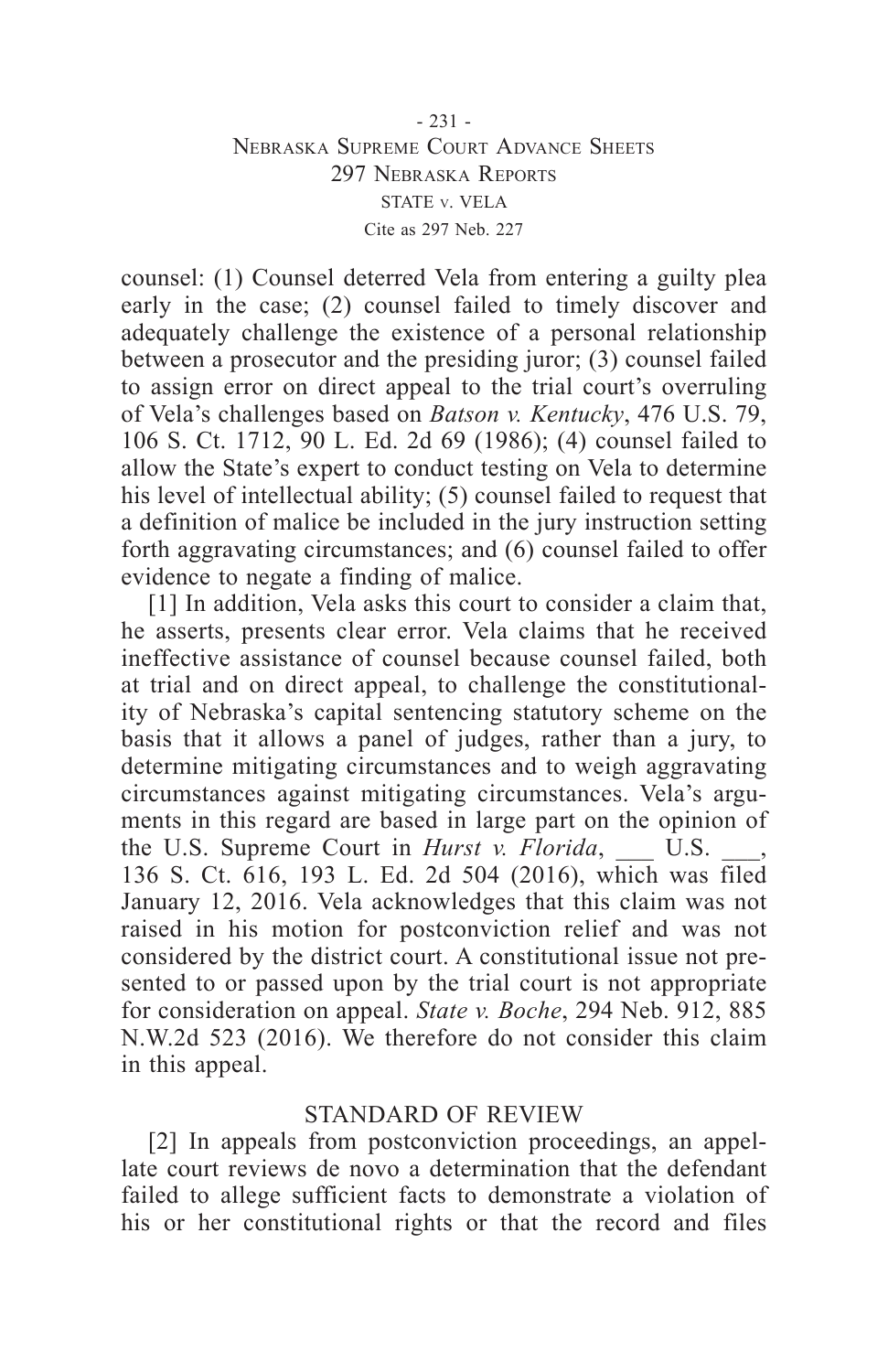counsel: (1) Counsel deterred Vela from entering a guilty plea early in the case; (2) counsel failed to timely discover and adequately challenge the existence of a personal relationship between a prosecutor and the presiding juror; (3) counsel failed to assign error on direct appeal to the trial court's overruling of Vela's challenges based on *Batson v. Kentucky*, 476 U.S. 79, 106 S. Ct. 1712, 90 L. Ed. 2d 69 (1986); (4) counsel failed to allow the State's expert to conduct testing on Vela to determine his level of intellectual ability; (5) counsel failed to request that a definition of malice be included in the jury instruction setting forth aggravating circumstances; and (6) counsel failed to offer evidence to negate a finding of malice.

[1] In addition, Vela asks this court to consider a claim that, he asserts, presents clear error. Vela claims that he received ineffective assistance of counsel because counsel failed, both at trial and on direct appeal, to challenge the constitutionality of Nebraska's capital sentencing statutory scheme on the basis that it allows a panel of judges, rather than a jury, to determine mitigating circumstances and to weigh aggravating circumstances against mitigating circumstances. Vela's arguments in this regard are based in large part on the opinion of the U.S. Supreme Court in *Hurst v. Florida*, \_\_\_ U.S. \_\_\_, 136 S. Ct. 616, 193 L. Ed. 2d 504 (2016), which was filed January 12, 2016. Vela acknowledges that this claim was not raised in his motion for postconviction relief and was not considered by the district court. A constitutional issue not presented to or passed upon by the trial court is not appropriate for consideration on appeal. *State v. Boche*, 294 Neb. 912, 885 N.W.2d 523 (2016). We therefore do not consider this claim in this appeal.

## STANDARD OF REVIEW

[2] In appeals from postconviction proceedings, an appellate court reviews de novo a determination that the defendant failed to allege sufficient facts to demonstrate a violation of his or her constitutional rights or that the record and files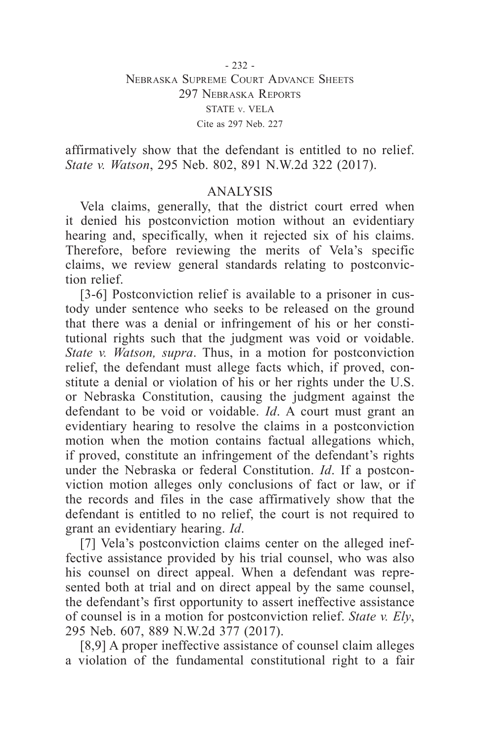affirmatively show that the defendant is entitled to no relief. *State v. Watson*, 295 Neb. 802, 891 N.W.2d 322 (2017).

## ANALYSIS

Vela claims, generally, that the district court erred when it denied his postconviction motion without an evidentiary hearing and, specifically, when it rejected six of his claims. Therefore, before reviewing the merits of Vela's specific claims, we review general standards relating to postconviction relief.

[3-6] Postconviction relief is available to a prisoner in custody under sentence who seeks to be released on the ground that there was a denial or infringement of his or her constitutional rights such that the judgment was void or voidable. *State v. Watson, supra*. Thus, in a motion for postconviction relief, the defendant must allege facts which, if proved, constitute a denial or violation of his or her rights under the U.S. or Nebraska Constitution, causing the judgment against the defendant to be void or voidable. *Id*. A court must grant an evidentiary hearing to resolve the claims in a postconviction motion when the motion contains factual allegations which, if proved, constitute an infringement of the defendant's rights under the Nebraska or federal Constitution. *Id*. If a postconviction motion alleges only conclusions of fact or law, or if the records and files in the case affirmatively show that the defendant is entitled to no relief, the court is not required to grant an evidentiary hearing. *Id*.

[7] Vela's postconviction claims center on the alleged ineffective assistance provided by his trial counsel, who was also his counsel on direct appeal. When a defendant was represented both at trial and on direct appeal by the same counsel, the defendant's first opportunity to assert ineffective assistance of counsel is in a motion for postconviction relief. *State v. Ely*, 295 Neb. 607, 889 N.W.2d 377 (2017).

[8,9] A proper ineffective assistance of counsel claim alleges a violation of the fundamental constitutional right to a fair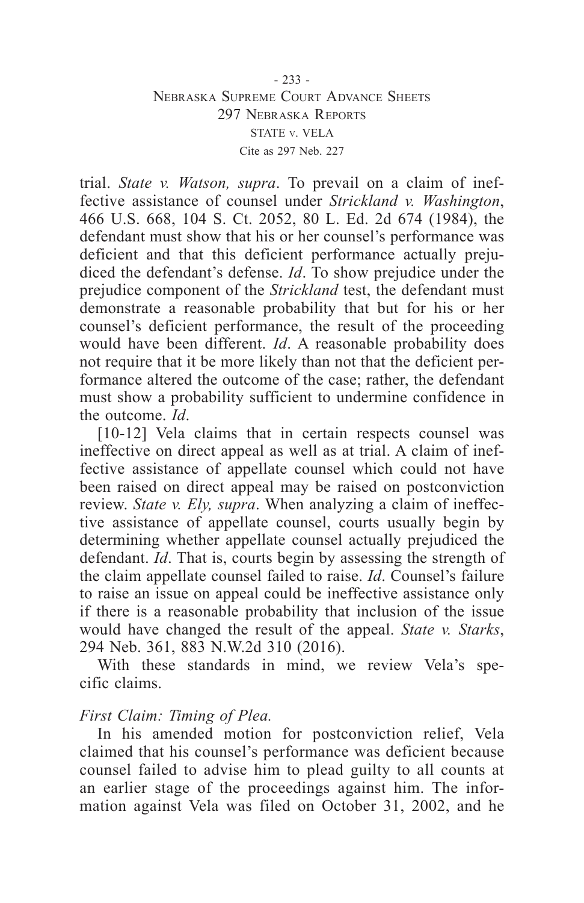trial. *State v. Watson, supra*. To prevail on a claim of ineffective assistance of counsel under *Strickland v. Washington*, 466 U.S. 668, 104 S. Ct. 2052, 80 L. Ed. 2d 674 (1984), the defendant must show that his or her counsel's performance was deficient and that this deficient performance actually prejudiced the defendant's defense. *Id*. To show prejudice under the prejudice component of the *Strickland* test, the defendant must demonstrate a reasonable probability that but for his or her counsel's deficient performance, the result of the proceeding would have been different. *Id*. A reasonable probability does not require that it be more likely than not that the deficient performance altered the outcome of the case; rather, the defendant must show a probability sufficient to undermine confidence in the outcome. *Id*.

[10-12] Vela claims that in certain respects counsel was ineffective on direct appeal as well as at trial. A claim of ineffective assistance of appellate counsel which could not have been raised on direct appeal may be raised on postconviction review. *State v. Ely, supra*. When analyzing a claim of ineffective assistance of appellate counsel, courts usually begin by determining whether appellate counsel actually prejudiced the defendant. *Id*. That is, courts begin by assessing the strength of the claim appellate counsel failed to raise. *Id*. Counsel's failure to raise an issue on appeal could be ineffective assistance only if there is a reasonable probability that inclusion of the issue would have changed the result of the appeal. *State v. Starks*, 294 Neb. 361, 883 N.W.2d 310 (2016).

With these standards in mind, we review Vela's specific claims.

*First Claim: Timing of Plea.*

In his amended motion for postconviction relief, Vela claimed that his counsel's performance was deficient because counsel failed to advise him to plead guilty to all counts at an earlier stage of the proceedings against him. The information against Vela was filed on October 31, 2002, and he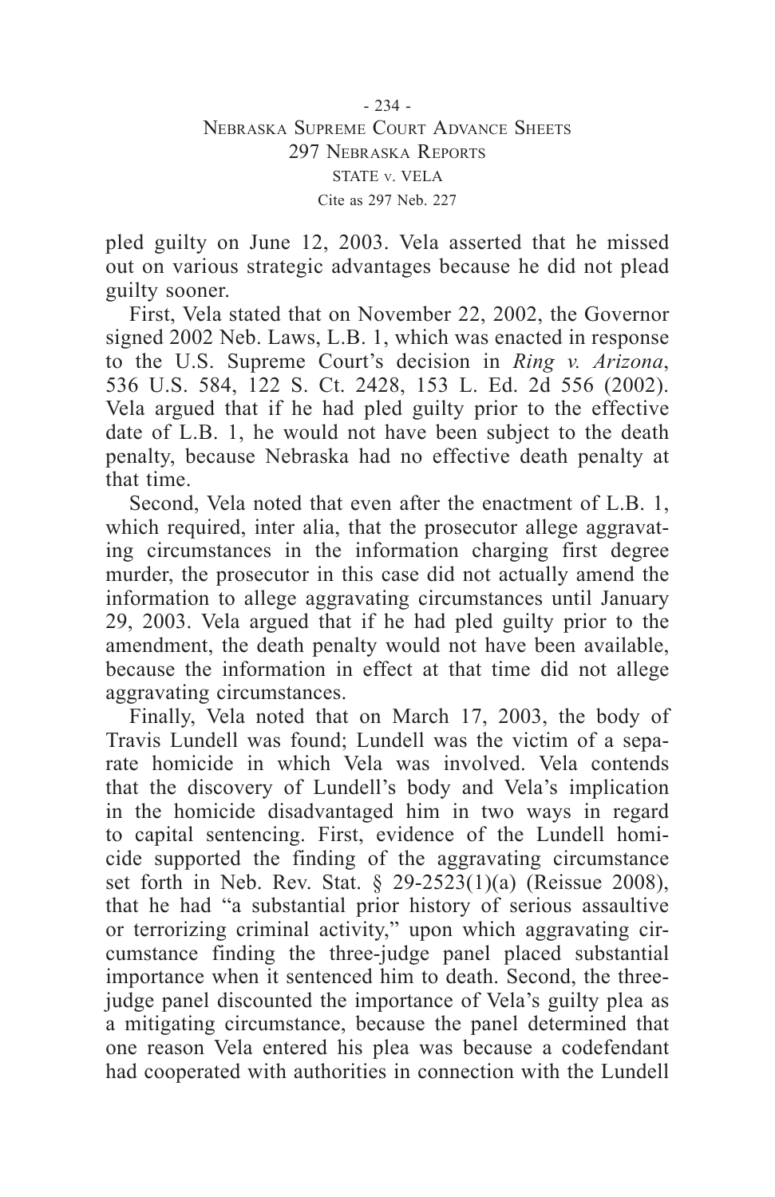pled guilty on June 12, 2003. Vela asserted that he missed out on various strategic advantages because he did not plead guilty sooner.

First, Vela stated that on November 22, 2002, the Governor signed 2002 Neb. Laws, L.B. 1, which was enacted in response to the U.S. Supreme Court's decision in *Ring v. Arizona*, 536 U.S. 584, 122 S. Ct. 2428, 153 L. Ed. 2d 556 (2002). Vela argued that if he had pled guilty prior to the effective date of L.B. 1, he would not have been subject to the death penalty, because Nebraska had no effective death penalty at that time.

Second, Vela noted that even after the enactment of L.B. 1, which required, inter alia, that the prosecutor allege aggravating circumstances in the information charging first degree murder, the prosecutor in this case did not actually amend the information to allege aggravating circumstances until January 29, 2003. Vela argued that if he had pled guilty prior to the amendment, the death penalty would not have been available, because the information in effect at that time did not allege aggravating circumstances.

Finally, Vela noted that on March 17, 2003, the body of Travis Lundell was found; Lundell was the victim of a separate homicide in which Vela was involved. Vela contends that the discovery of Lundell's body and Vela's implication in the homicide disadvantaged him in two ways in regard to capital sentencing. First, evidence of the Lundell homicide supported the finding of the aggravating circumstance set forth in Neb. Rev. Stat. § 29-2523(1)(a) (Reissue 2008), that he had "a substantial prior history of serious assaultive or terrorizing criminal activity," upon which aggravating circumstance finding the three-judge panel placed substantial importance when it sentenced him to death. Second, the three-judge panel discounted the importance of Vela's guilty plea as a mitigating circumstance, because the panel determined that one reason Vela entered his plea was because a codefendant had cooperated with authorities in connection with the Lundell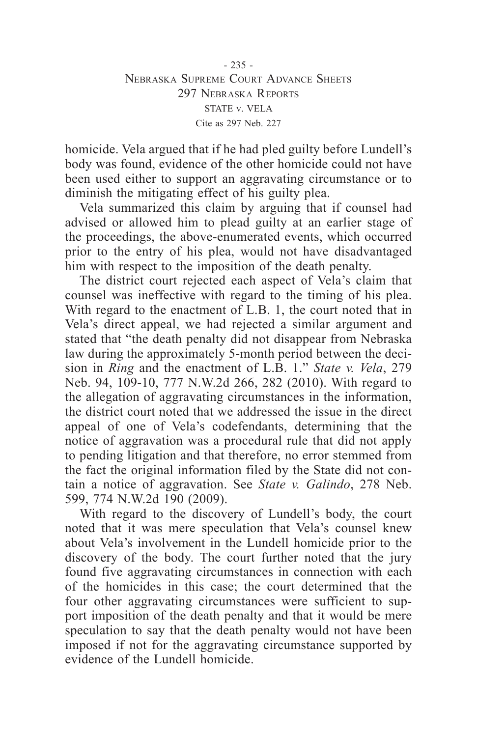homicide. Vela argued that if he had pled guilty before Lundell's body was found, evidence of the other homicide could not have been used either to support an aggravating circumstance or to diminish the mitigating effect of his guilty plea.

Vela summarized this claim by arguing that if counsel had advised or allowed him to plead guilty at an earlier stage of the proceedings, the above-enumerated events, which occurred prior to the entry of his plea, would not have disadvantaged him with respect to the imposition of the death penalty.

The district court rejected each aspect of Vela's claim that counsel was ineffective with regard to the timing of his plea. With regard to the enactment of L.B. 1, the court noted that in Vela's direct appeal, we had rejected a similar argument and stated that "the death penalty did not disappear from Nebraska law during the approximately 5-month period between the decision in *Ring* and the enactment of L.B. 1." *State v. Vela*, 279 Neb. 94, 109-10, 777 N.W.2d 266, 282 (2010). With regard to the allegation of aggravating circumstances in the information, the district court noted that we addressed the issue in the direct appeal of one of Vela's codefendants, determining that the notice of aggravation was a procedural rule that did not apply to pending litigation and that therefore, no error stemmed from the fact the original information filed by the State did not contain a notice of aggravation. See *State v. Galindo*, 278 Neb. 599, 774 N.W.2d 190 (2009).

With regard to the discovery of Lundell's body, the court noted that it was mere speculation that Vela's counsel knew about Vela's involvement in the Lundell homicide prior to the discovery of the body. The court further noted that the jury found five aggravating circumstances in connection with each of the homicides in this case; the court determined that the four other aggravating circumstances were sufficient to support imposition of the death penalty and that it would be mere speculation to say that the death penalty would not have been imposed if not for the aggravating circumstance supported by evidence of the Lundell homicide.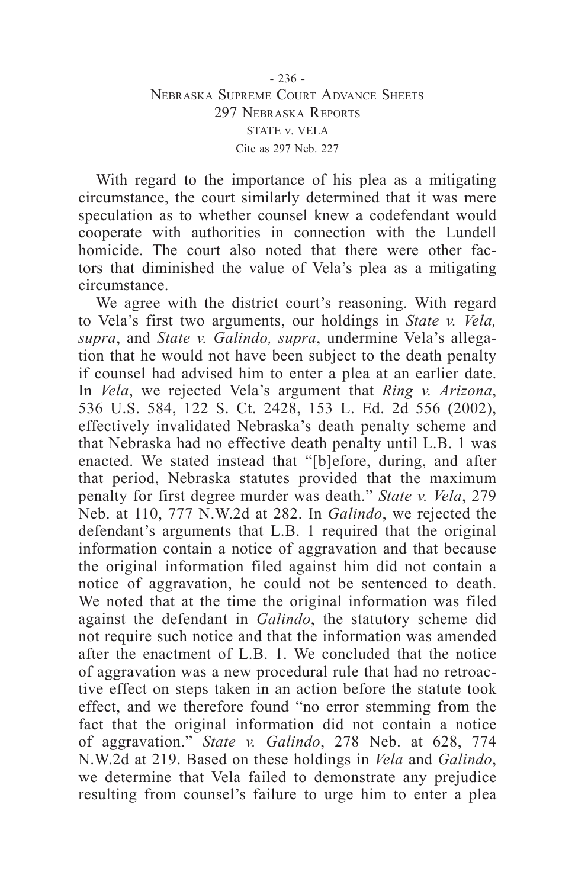With regard to the importance of his plea as a mitigating circumstance, the court similarly determined that it was mere speculation as to whether counsel knew a codefendant would cooperate with authorities in connection with the Lundell homicide. The court also noted that there were other factors that diminished the value of Vela's plea as a mitigating circumstance.

We agree with the district court's reasoning. With regard to Vela's first two arguments, our holdings in *State v. Vela, supra*, and *State v. Galindo, supra*, undermine Vela's allegation that he would not have been subject to the death penalty if counsel had advised him to enter a plea at an earlier date. In *Vela*, we rejected Vela's argument that *Ring v. Arizona*, 536 U.S. 584, 122 S. Ct. 2428, 153 L. Ed. 2d 556 (2002), effectively invalidated Nebraska's death penalty scheme and that Nebraska had no effective death penalty until L.B. 1 was enacted. We stated instead that "[b]efore, during, and after that period, Nebraska statutes provided that the maximum penalty for first degree murder was death." *State v. Vela*, 279 Neb. at 110, 777 N.W.2d at 282. In *Galindo*, we rejected the defendant's arguments that L.B. 1 required that the original information contain a notice of aggravation and that because the original information filed against him did not contain a notice of aggravation, he could not be sentenced to death. We noted that at the time the original information was filed against the defendant in *Galindo*, the statutory scheme did not require such notice and that the information was amended after the enactment of L.B. 1. We concluded that the notice of aggravation was a new procedural rule that had no retroactive effect on steps taken in an action before the statute took effect, and we therefore found "no error stemming from the fact that the original information did not contain a notice of aggravation." *State v. Galindo*, 278 Neb. at 628, 774 N.W.2d at 219. Based on these holdings in *Vela* and *Galindo*, we determine that Vela failed to demonstrate any prejudice resulting from counsel's failure to urge him to enter a plea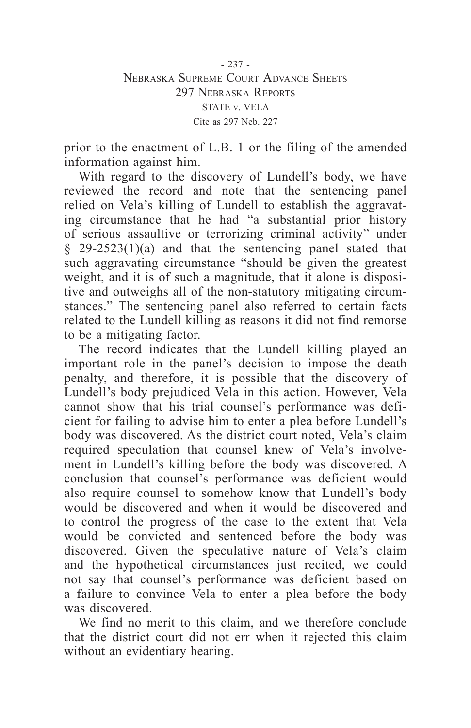prior to the enactment of L.B. 1 or the filing of the amended information against him.

With regard to the discovery of Lundell's body, we have reviewed the record and note that the sentencing panel relied on Vela's killing of Lundell to establish the aggravating circumstance that he had "a substantial prior history of serious assaultive or terrorizing criminal activity" under § 29-2523(1)(a) and that the sentencing panel stated that such aggravating circumstance "should be given the greatest weight, and it is of such a magnitude, that it alone is dispositive and outweighs all of the non-statutory mitigating circumstances." The sentencing panel also referred to certain facts related to the Lundell killing as reasons it did not find remorse to be a mitigating factor.

The record indicates that the Lundell killing played an important role in the panel's decision to impose the death penalty, and therefore, it is possible that the discovery of Lundell's body prejudiced Vela in this action. However, Vela cannot show that his trial counsel's performance was deficient for failing to advise him to enter a plea before Lundell's body was discovered. As the district court noted, Vela's claim required speculation that counsel knew of Vela's involvement in Lundell's killing before the body was discovered. A conclusion that counsel's performance was deficient would also require counsel to somehow know that Lundell's body would be discovered and when it would be discovered and to control the progress of the case to the extent that Vela would be convicted and sentenced before the body was discovered. Given the speculative nature of Vela's claim and the hypothetical circumstances just recited, we could not say that counsel's performance was deficient based on a failure to convince Vela to enter a plea before the body was discovered.

We find no merit to this claim, and we therefore conclude that the district court did not err when it rejected this claim without an evidentiary hearing.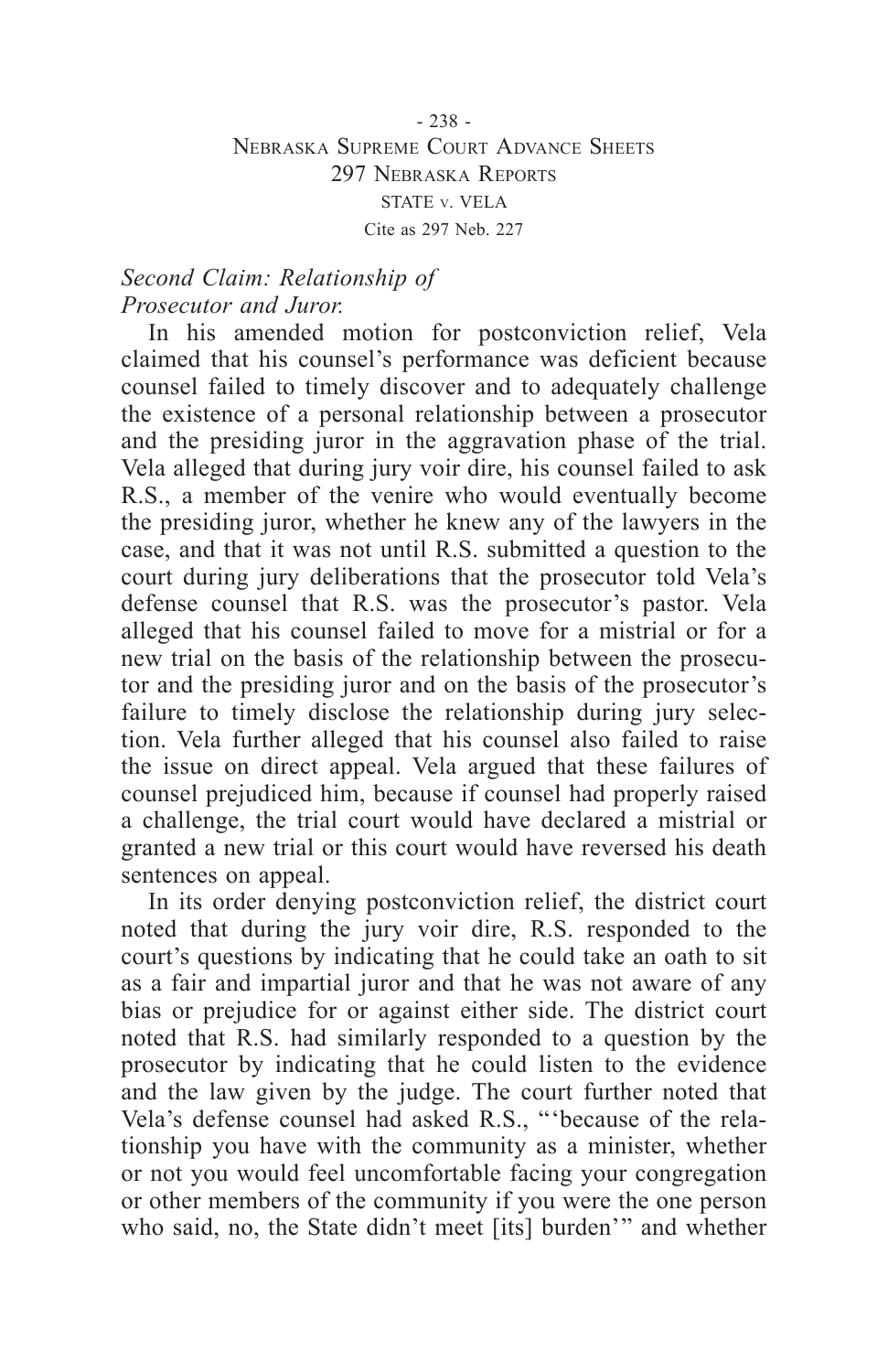*Second Claim: Relationship of Prosecutor and Juror.*

In his amended motion for postconviction relief, Vela claimed that his counsel's performance was deficient because counsel failed to timely discover and to adequately challenge the existence of a personal relationship between a prosecutor and the presiding juror in the aggravation phase of the trial. Vela alleged that during jury voir dire, his counsel failed to ask R.S., a member of the venire who would eventually become the presiding juror, whether he knew any of the lawyers in the case, and that it was not until R.S. submitted a question to the court during jury deliberations that the prosecutor told Vela's defense counsel that R.S. was the prosecutor's pastor. Vela alleged that his counsel failed to move for a mistrial or for a new trial on the basis of the relationship between the prosecutor and the presiding juror and on the basis of the prosecutor's failure to timely disclose the relationship during jury selection. Vela further alleged that his counsel also failed to raise the issue on direct appeal. Vela argued that these failures of counsel prejudiced him, because if counsel had properly raised a challenge, the trial court would have declared a mistrial or granted a new trial or this court would have reversed his death sentences on appeal.

In its order denying postconviction relief, the district court noted that during the jury voir dire, R.S. responded to the court's questions by indicating that he could take an oath to sit as a fair and impartial juror and that he was not aware of any bias or prejudice for or against either side. The district court noted that R.S. had similarly responded to a question by the prosecutor by indicating that he could listen to the evidence and the law given by the judge. The court further noted that Vela's defense counsel had asked R.S., "'because of the relationship you have with the community as a minister, whether or not you would feel uncomfortable facing your congregation or other members of the community if you were the one person who said, no, the State didn't meet [its] burden'" and whether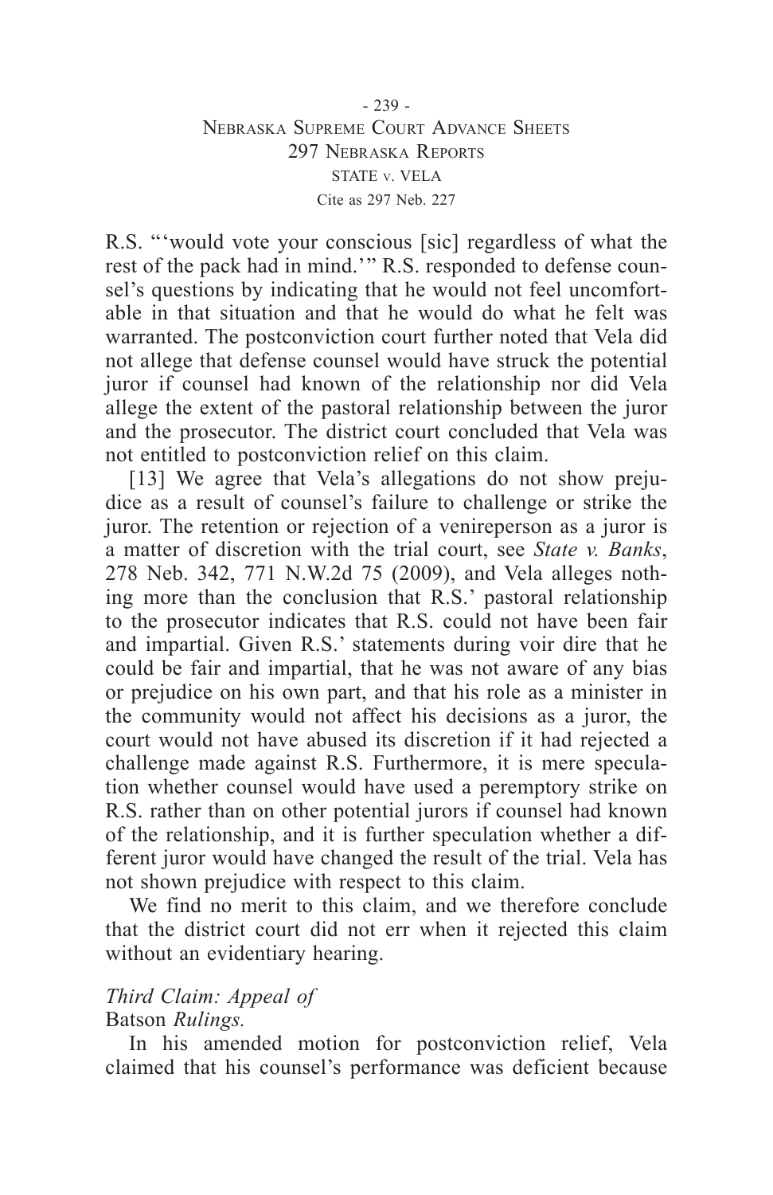R.S. "'would vote your conscious [sic] regardless of what the rest of the pack had in mind.'" R.S. responded to defense counsel's questions by indicating that he would not feel uncomfortable in that situation and that he would do what he felt was warranted. The postconviction court further noted that Vela did not allege that defense counsel would have struck the potential juror if counsel had known of the relationship nor did Vela allege the extent of the pastoral relationship between the juror and the prosecutor. The district court concluded that Vela was not entitled to postconviction relief on this claim.

[13] We agree that Vela's allegations do not show prejudice as a result of counsel's failure to challenge or strike the juror. The retention or rejection of a venireperson as a juror is a matter of discretion with the trial court, see *State v. Banks*, 278 Neb. 342, 771 N.W.2d 75 (2009), and Vela alleges nothing more than the conclusion that R.S.' pastoral relationship to the prosecutor indicates that R.S. could not have been fair and impartial. Given R.S.' statements during voir dire that he could be fair and impartial, that he was not aware of any bias or prejudice on his own part, and that his role as a minister in the community would not affect his decisions as a juror, the court would not have abused its discretion if it had rejected a challenge made against R.S. Furthermore, it is mere speculation whether counsel would have used a peremptory strike on R.S. rather than on other potential jurors if counsel had known of the relationship, and it is further speculation whether a different juror would have changed the result of the trial. Vela has not shown prejudice with respect to this claim.

We find no merit to this claim, and we therefore conclude that the district court did not err when it rejected this claim without an evidentiary hearing.

*Third Claim: Appeal of* Batson *Rulings.*

In his amended motion for postconviction relief, Vela claimed that his counsel's performance was deficient because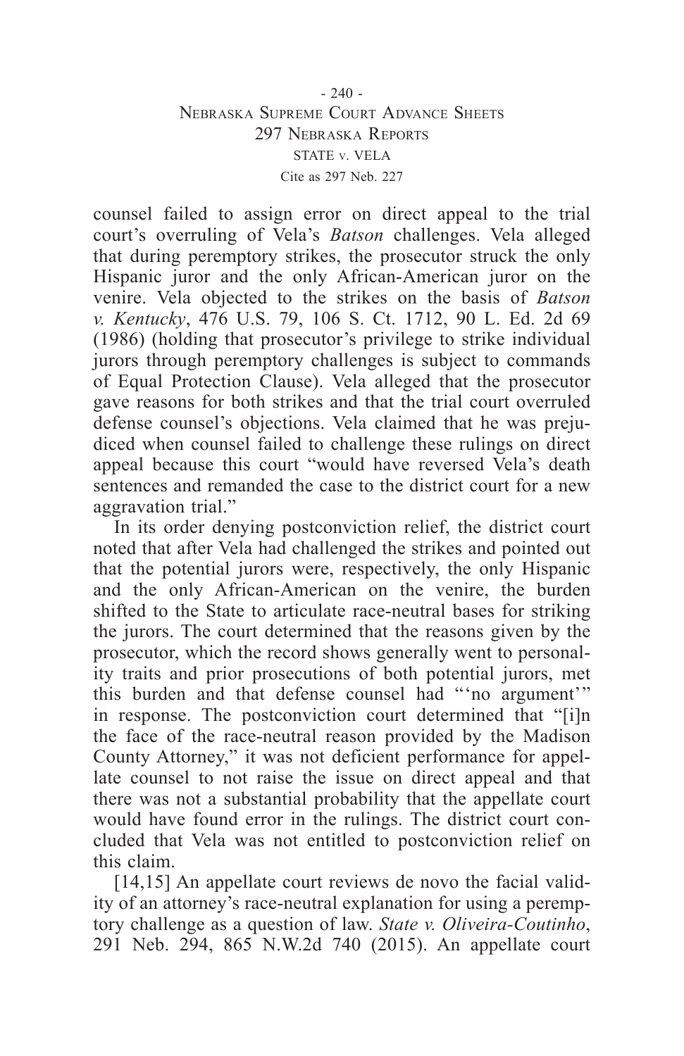counsel failed to assign error on direct appeal to the trial court's overruling of Vela's *Batson* challenges. Vela alleged that during peremptory strikes, the prosecutor struck the only Hispanic juror and the only African-American juror on the venire. Vela objected to the strikes on the basis of *Batson v. Kentucky*, 476 U.S. 79, 106 S. Ct. 1712, 90 L. Ed. 2d 69 (1986) (holding that prosecutor's privilege to strike individual jurors through peremptory challenges is subject to commands of Equal Protection Clause). Vela alleged that the prosecutor gave reasons for both strikes and that the trial court overruled defense counsel's objections. Vela claimed that he was prejudiced when counsel failed to challenge these rulings on direct appeal because this court "would have reversed Vela's death sentences and remanded the case to the district court for a new aggravation trial."

In its order denying postconviction relief, the district court noted that after Vela had challenged the strikes and pointed out that the potential jurors were, respectively, the only Hispanic and the only African-American on the venire, the burden shifted to the State to articulate race-neutral bases for striking the jurors. The court determined that the reasons given by the prosecutor, which the record shows generally went to personality traits and prior prosecutions of both potential jurors, met this burden and that defense counsel had "'no argument'" in response. The postconviction court determined that "[i]n the face of the race-neutral reason provided by the Madison County Attorney," it was not deficient performance for appellate counsel to not raise the issue on direct appeal and that there was not a substantial probability that the appellate court would have found error in the rulings. The district court concluded that Vela was not entitled to postconviction relief on this claim.

[14,15] An appellate court reviews de novo the facial validity of an attorney's race-neutral explanation for using a peremptory challenge as a question of law. *State v. Oliveira-Coutinho*, 291 Neb. 294, 865 N.W.2d 740 (2015). An appellate court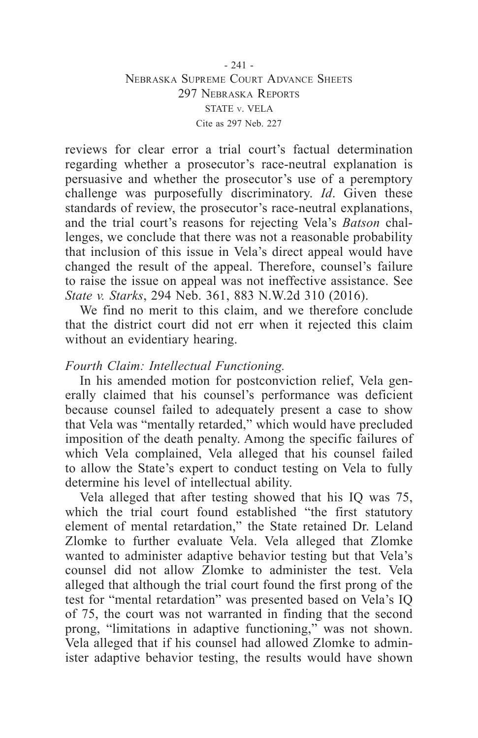reviews for clear error a trial court's factual determination regarding whether a prosecutor's race-neutral explanation is persuasive and whether the prosecutor's use of a peremptory challenge was purposefully discriminatory. *Id*. Given these standards of review, the prosecutor's race-neutral explanations, and the trial court's reasons for rejecting Vela's *Batson* challenges, we conclude that there was not a reasonable probability that inclusion of this issue in Vela's direct appeal would have changed the result of the appeal. Therefore, counsel's failure to raise the issue on appeal was not ineffective assistance. See *State v. Starks*, 294 Neb. 361, 883 N.W.2d 310 (2016).

We find no merit to this claim, and we therefore conclude that the district court did not err when it rejected this claim without an evidentiary hearing.

*Fourth Claim: Intellectual Functioning.*

In his amended motion for postconviction relief, Vela generally claimed that his counsel's performance was deficient because counsel failed to adequately present a case to show that Vela was "mentally retarded," which would have precluded imposition of the death penalty. Among the specific failures of which Vela complained, Vela alleged that his counsel failed to allow the State's expert to conduct testing on Vela to fully determine his level of intellectual ability.

Vela alleged that after testing showed that his IQ was 75, which the trial court found established "the first statutory element of mental retardation," the State retained Dr. Leland Zlomke to further evaluate Vela. Vela alleged that Zlomke wanted to administer adaptive behavior testing but that Vela's counsel did not allow Zlomke to administer the test. Vela alleged that although the trial court found the first prong of the test for "mental retardation" was presented based on Vela's IQ of 75, the court was not warranted in finding that the second prong, "limitations in adaptive functioning," was not shown. Vela alleged that if his counsel had allowed Zlomke to administer adaptive behavior testing, the results would have shown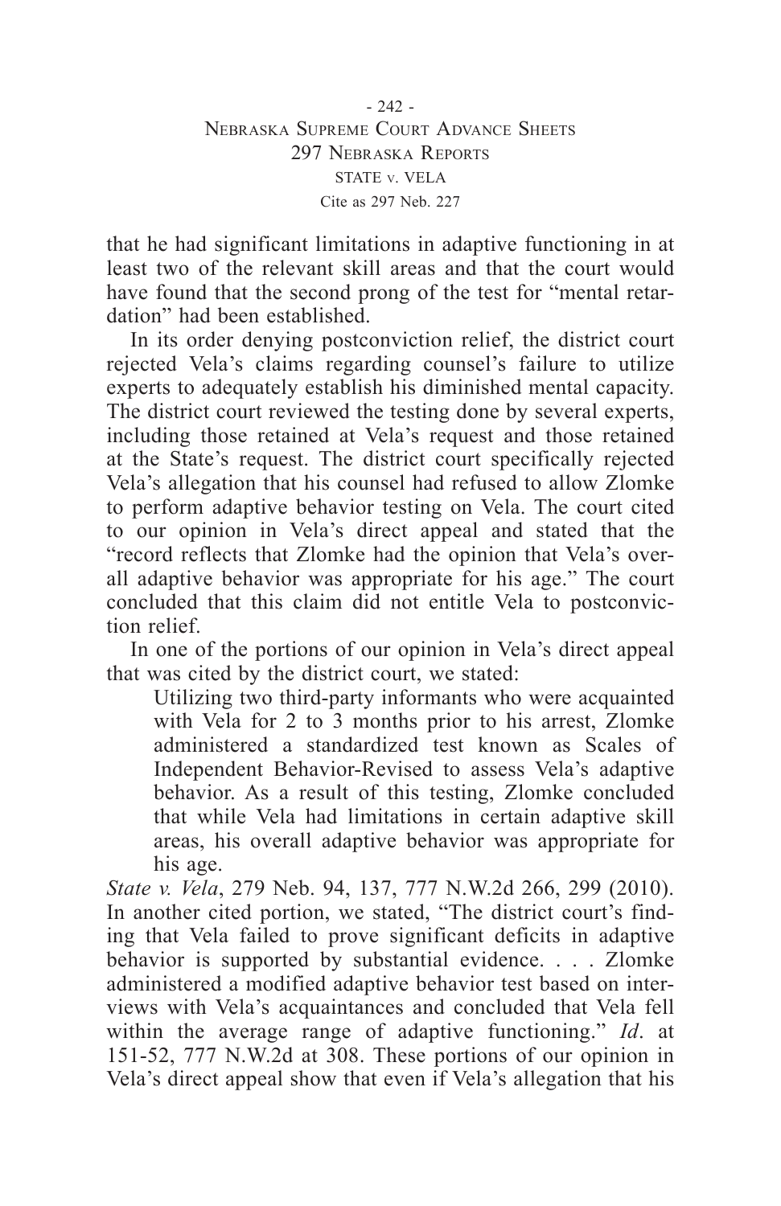that he had significant limitations in adaptive functioning in at least two of the relevant skill areas and that the court would have found that the second prong of the test for "mental retardation" had been established.

In its order denying postconviction relief, the district court rejected Vela's claims regarding counsel's failure to utilize experts to adequately establish his diminished mental capacity. The district court reviewed the testing done by several experts, including those retained at Vela's request and those retained at the State's request. The district court specifically rejected Vela's allegation that his counsel had refused to allow Zlomke to perform adaptive behavior testing on Vela. The court cited to our opinion in Vela's direct appeal and stated that the "record reflects that Zlomke had the opinion that Vela's overall adaptive behavior was appropriate for his age." The court concluded that this claim did not entitle Vela to postconviction relief.

In one of the portions of our opinion in Vela's direct appeal that was cited by the district court, we stated:

> Utilizing two third-party informants who were acquainted with Vela for 2 to 3 months prior to his arrest, Zlomke administered a standardized test known as Scales of Independent Behavior-Revised to assess Vela's adaptive behavior. As a result of this testing, Zlomke concluded that while Vela had limitations in certain adaptive skill areas, his overall adaptive behavior was appropriate for his age.

*State v. Vela*, 279 Neb. 94, 137, 777 N.W.2d 266, 299 (2010). In another cited portion, we stated, "The district court's finding that Vela failed to prove significant deficits in adaptive behavior is supported by substantial evidence. . . . Zlomke administered a modified adaptive behavior test based on interviews with Vela's acquaintances and concluded that Vela fell within the average range of adaptive functioning." *Id*. at 151-52, 777 N.W.2d at 308. These portions of our opinion in Vela's direct appeal show that even if Vela's allegation that his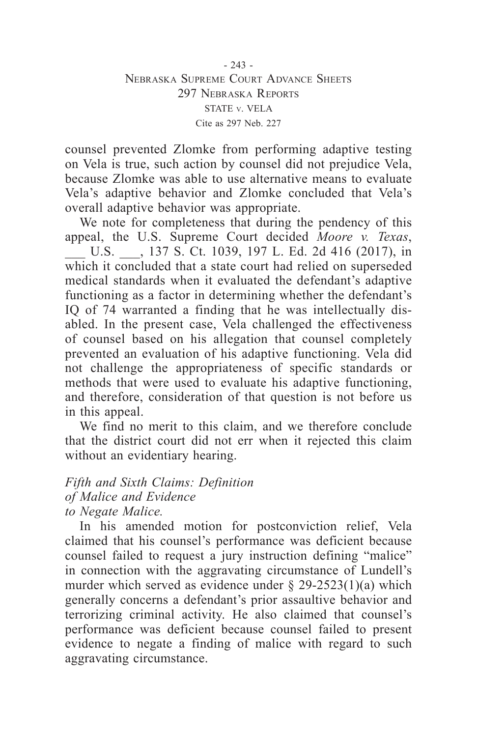counsel prevented Zlomke from performing adaptive testing on Vela is true, such action by counsel did not prejudice Vela, because Zlomke was able to use alternative means to evaluate Vela's adaptive behavior and Zlomke concluded that Vela's overall adaptive behavior was appropriate.

We note for completeness that during the pendency of this appeal, the U.S. Supreme Court decided *Moore v. Texas*, ___ U.S. ___, 137 S. Ct. 1039, 197 L. Ed. 2d 416 (2017), in which it concluded that a state court had relied on superseded medical standards when it evaluated the defendant's adaptive functioning as a factor in determining whether the defendant's IQ of 74 warranted a finding that he was intellectually disabled. In the present case, Vela challenged the effectiveness of counsel based on his allegation that counsel completely prevented an evaluation of his adaptive functioning. Vela did not challenge the appropriateness of specific standards or methods that were used to evaluate his adaptive functioning, and therefore, consideration of that question is not before us in this appeal.

We find no merit to this claim, and we therefore conclude that the district court did not err when it rejected this claim without an evidentiary hearing.

*Fifth and Sixth Claims: Definition of Malice and Evidence to Negate Malice.*

In his amended motion for postconviction relief, Vela claimed that his counsel's performance was deficient because counsel failed to request a jury instruction defining "malice" in connection with the aggravating circumstance of Lundell's murder which served as evidence under § 29-2523(1)(a) which generally concerns a defendant's prior assaultive behavior and terrorizing criminal activity. He also claimed that counsel's performance was deficient because counsel failed to present evidence to negate a finding of malice with regard to such aggravating circumstance.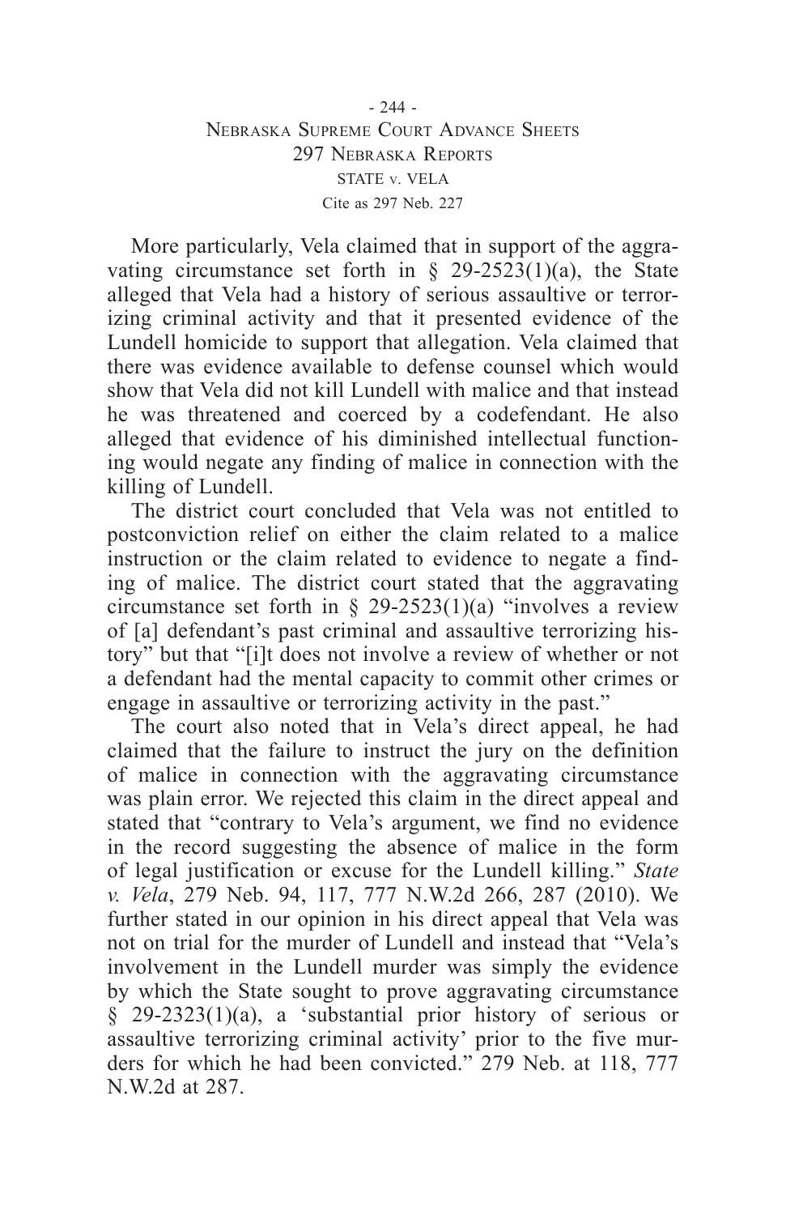More particularly, Vela claimed that in support of the aggravating circumstance set forth in § 29-2523(1)(a), the State alleged that Vela had a history of serious assaultive or terrorizing criminal activity and that it presented evidence of the Lundell homicide to support that allegation. Vela claimed that there was evidence available to defense counsel which would show that Vela did not kill Lundell with malice and that instead he was threatened and coerced by a codefendant. He also alleged that evidence of his diminished intellectual functioning would negate any finding of malice in connection with the killing of Lundell.

The district court concluded that Vela was not entitled to postconviction relief on either the claim related to a malice instruction or the claim related to evidence to negate a finding of malice. The district court stated that the aggravating circumstance set forth in § 29-2523(1)(a) "involves a review of [a] defendant's past criminal and assaultive terrorizing history" but that "[i]t does not involve a review of whether or not a defendant had the mental capacity to commit other crimes or engage in assaultive or terrorizing activity in the past."

The court also noted that in Vela's direct appeal, he had claimed that the failure to instruct the jury on the definition of malice in connection with the aggravating circumstance was plain error. We rejected this claim in the direct appeal and stated that "contrary to Vela's argument, we find no evidence in the record suggesting the absence of malice in the form of legal justification or excuse for the Lundell killing." *State v. Vela*, 279 Neb. 94, 117, 777 N.W.2d 266, 287 (2010). We further stated in our opinion in his direct appeal that Vela was not on trial for the murder of Lundell and instead that "Vela's involvement in the Lundell murder was simply the evidence by which the State sought to prove aggravating circumstance § 29-2323(1)(a), a 'substantial prior history of serious or assaultive terrorizing criminal activity' prior to the five murders for which he had been convicted." 279 Neb. at 118, 777 N.W.2d at 287.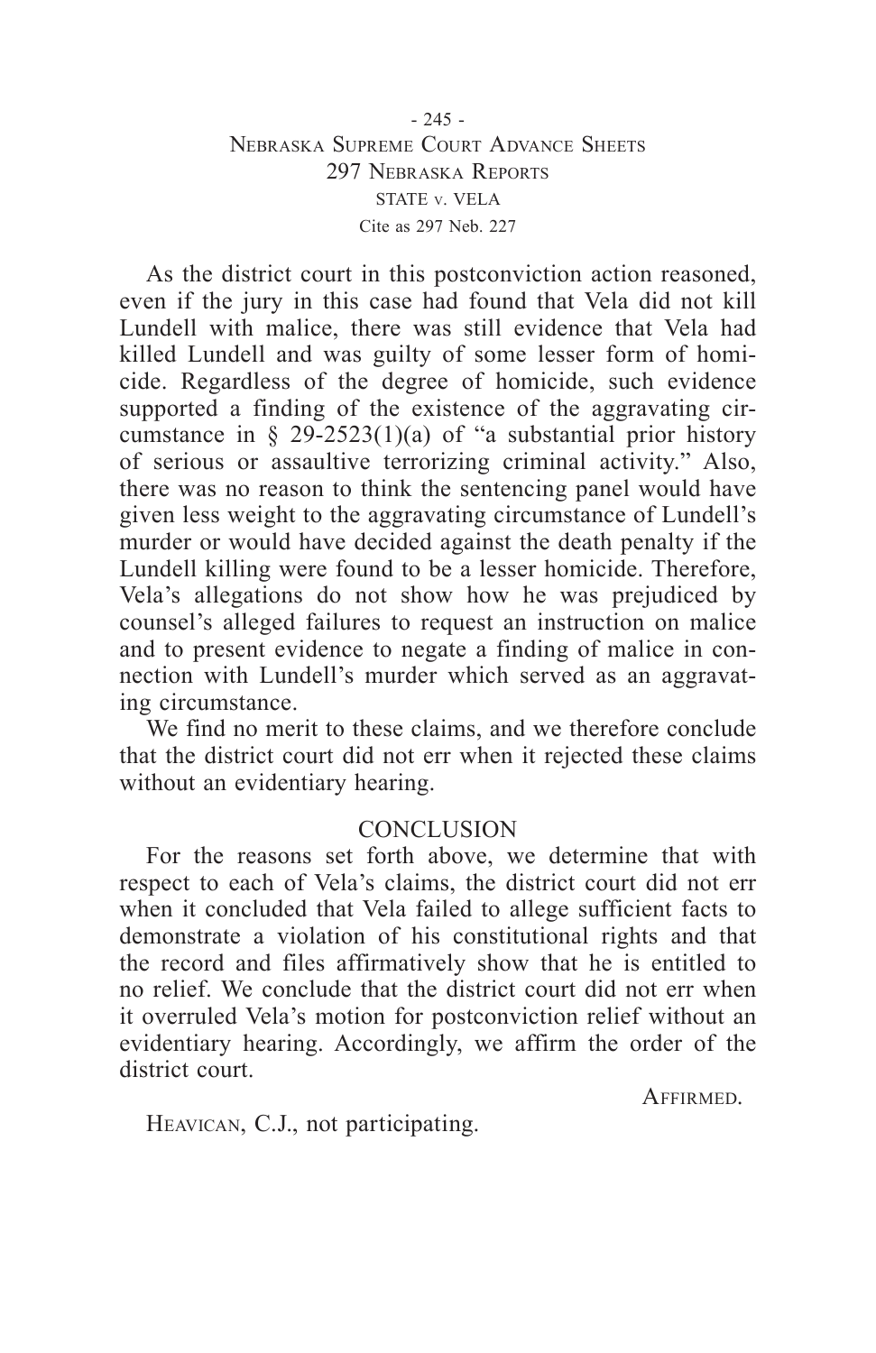As the district court in this postconviction action reasoned, even if the jury in this case had found that Vela did not kill Lundell with malice, there was still evidence that Vela had killed Lundell and was guilty of some lesser form of homicide. Regardless of the degree of homicide, such evidence supported a finding of the existence of the aggravating circumstance in § 29-2523(1)(a) of "a substantial prior history of serious or assaultive terrorizing criminal activity." Also, there was no reason to think the sentencing panel would have given less weight to the aggravating circumstance of Lundell's murder or would have decided against the death penalty if the Lundell killing were found to be a lesser homicide. Therefore, Vela's allegations do not show how he was prejudiced by counsel's alleged failures to request an instruction on malice and to present evidence to negate a finding of malice in connection with Lundell's murder which served as an aggravating circumstance.

We find no merit to these claims, and we therefore conclude that the district court did not err when it rejected these claims without an evidentiary hearing.

## CONCLUSION

For the reasons set forth above, we determine that with respect to each of Vela's claims, the district court did not err when it concluded that Vela failed to allege sufficient facts to demonstrate a violation of his constitutional rights and that the record and files affirmatively show that he is entitled to no relief. We conclude that the district court did not err when it overruled Vela's motion for postconviction relief without an evidentiary hearing. Accordingly, we affirm the order of the district court.

Affirmed.

Heavican, C.J., not participating.